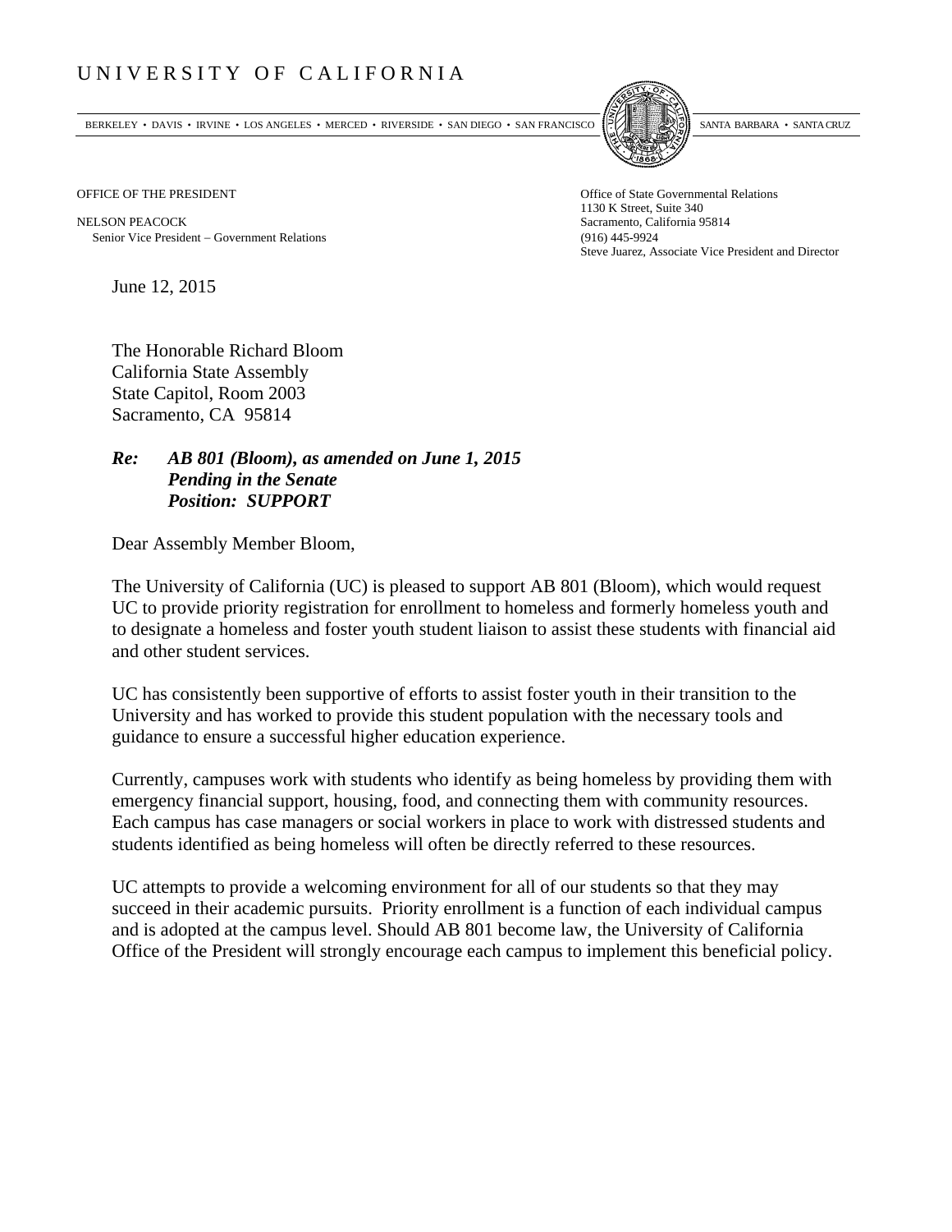# UNIVERSITY OF CALIFORNIA

BERKELEY • DAVIS • IRVINE • LOS ANGELES • MERCED • RIVERSIDE • SAN DIEGO • SAN FRANCISCO | SANTA BARBARA • SANTA CRUZ

OFFICE OF THE PRESIDENT

NELSON PEACOCK
Senior Vice President – Government Relations

Office of State Governmental Relations
1130 K Street, Suite 340
Sacramento, California 95814
(916) 445-9924
Steve Juarez, Associate Vice President and Director

June 12, 2015

The Honorable Richard Bloom
California State Assembly
State Capitol, Room 2003
Sacramento, CA 95814

***Re: AB 801 (Bloom), as amended on June 1, 2015***
***Pending in the Senate***
***Position: SUPPORT***

Dear Assembly Member Bloom,

The University of California (UC) is pleased to support AB 801 (Bloom), which would request UC to provide priority registration for enrollment to homeless and formerly homeless youth and to designate a homeless and foster youth student liaison to assist these students with financial aid and other student services.

UC has consistently been supportive of efforts to assist foster youth in their transition to the University and has worked to provide this student population with the necessary tools and guidance to ensure a successful higher education experience.

Currently, campuses work with students who identify as being homeless by providing them with emergency financial support, housing, food, and connecting them with community resources. Each campus has case managers or social workers in place to work with distressed students and students identified as being homeless will often be directly referred to these resources.

UC attempts to provide a welcoming environment for all of our students so that they may succeed in their academic pursuits. Priority enrollment is a function of each individual campus and is adopted at the campus level. Should AB 801 become law, the University of California Office of the President will strongly encourage each campus to implement this beneficial policy.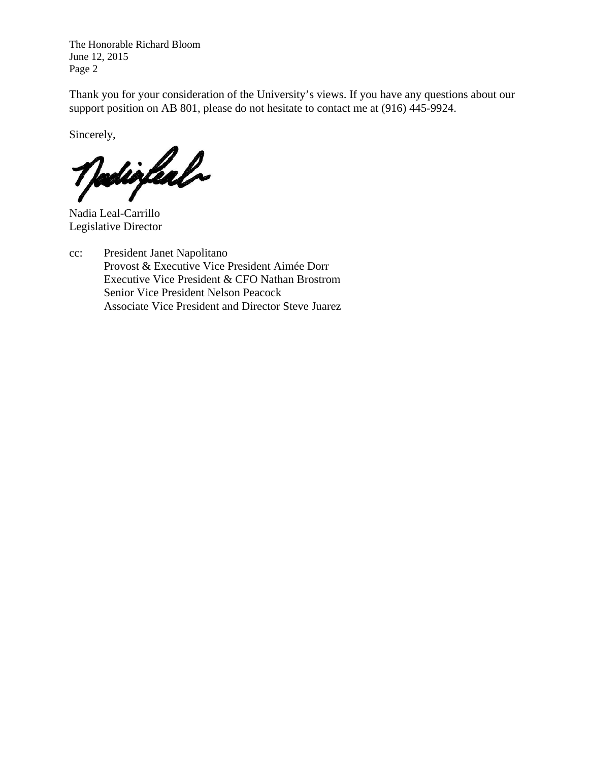Thank you for your consideration of the University's views. If you have any questions about our support position on AB 801, please do not hesitate to contact me at (916) 445-9924.

Sincerely,

Nadia Leal-Carrillo
Legislative Director

cc: President Janet Napolitano
Provost & Executive Vice President Aimée Dorr
Executive Vice President & CFO Nathan Brostrom
Senior Vice President Nelson Peacock
Associate Vice President and Director Steve Juarez